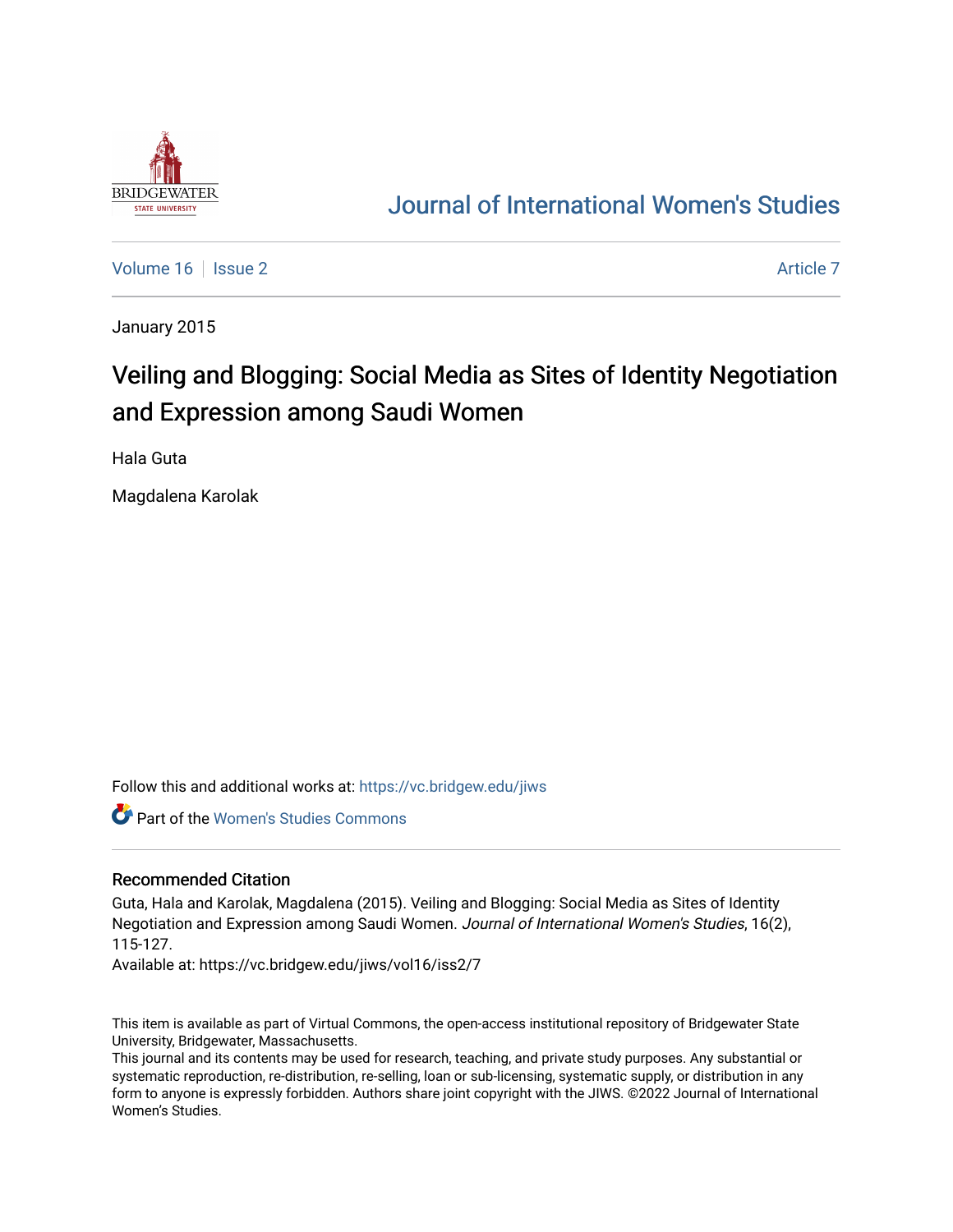# Journal of International Women's Studies

Volume 16 | Issue 2 | Article 7

January 2015

## Veiling and Blogging: Social Media as Sites of Identity Negotiation and Expression among Saudi Women

Hala Guta

Magdalena Karolak

Follow this and additional works at: https://vc.bridgew.edu/jiws

Part of the Women's Studies Commons

### Recommended Citation

Guta, Hala and Karolak, Magdalena (2015). Veiling and Blogging: Social Media as Sites of Identity Negotiation and Expression among Saudi Women. *Journal of International Women's Studies*, 16(2), 115-127.

Available at: https://vc.bridgew.edu/jiws/vol16/iss2/7

This item is available as part of Virtual Commons, the open-access institutional repository of Bridgewater State University, Bridgewater, Massachusetts.

This journal and its contents may be used for research, teaching, and private study purposes. Any substantial or systematic reproduction, re-distribution, re-selling, loan or sub-licensing, systematic supply, or distribution in any form to anyone is expressly forbidden. Authors share joint copyright with the JIWS. ©2022 Journal of International Women's Studies.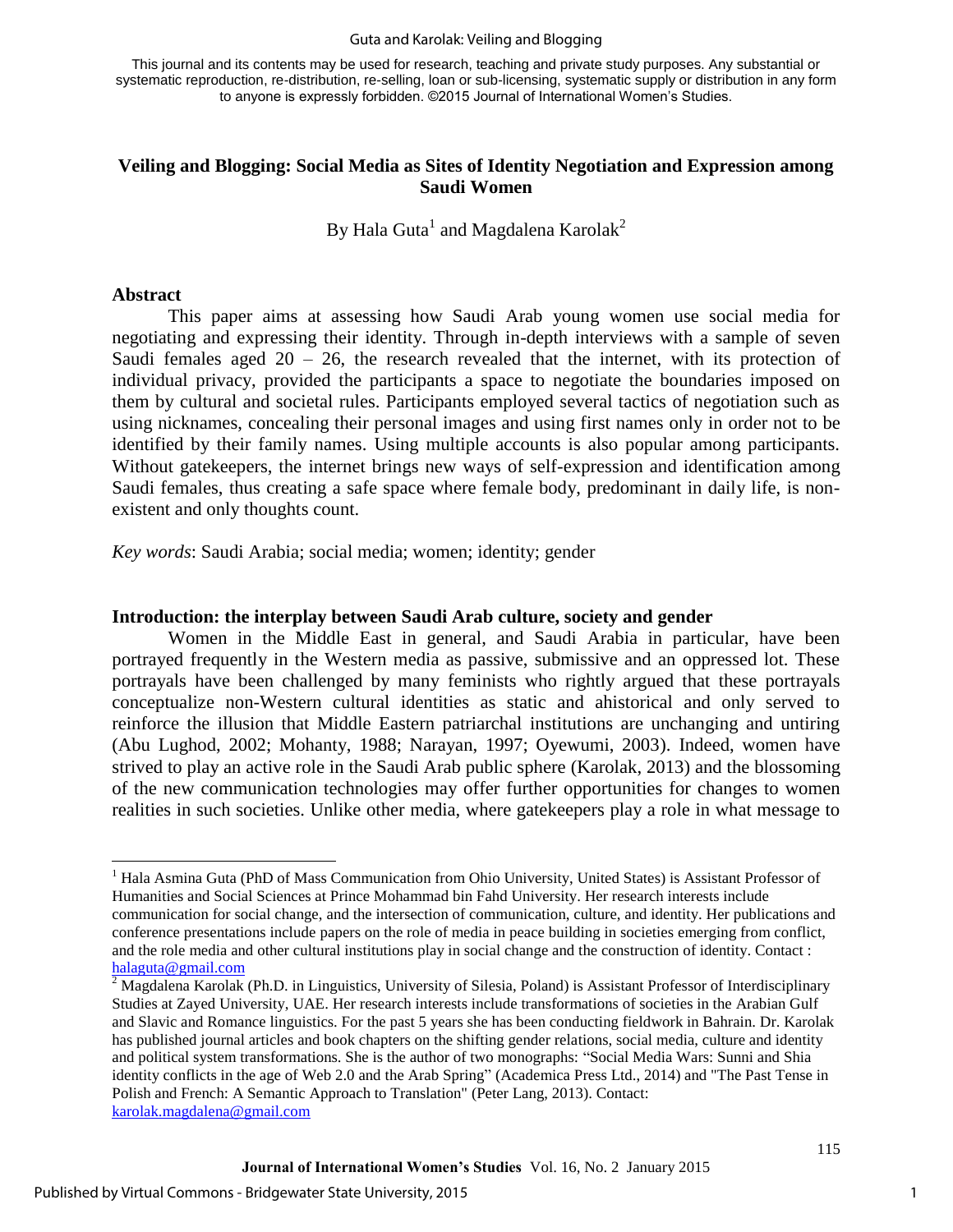This journal and its contents may be used for research, teaching and private study purposes. Any substantial or systematic reproduction, re-distribution, re-selling, loan or sub-licensing, systematic supply or distribution in any form to anyone is expressly forbidden. ©2015 Journal of International Women's Studies.

# Veiling and Blogging: Social Media as Sites of Identity Negotiation and Expression among Saudi Women

By Hala Guta[1] and Magdalena Karolak[2]

## Abstract

This paper aims at assessing how Saudi Arab young women use social media for negotiating and expressing their identity. Through in-depth interviews with a sample of seven Saudi females aged 20 – 26, the research revealed that the internet, with its protection of individual privacy, provided the participants a space to negotiate the boundaries imposed on them by cultural and societal rules. Participants employed several tactics of negotiation such as using nicknames, concealing their personal images and using first names only in order not to be identified by their family names. Using multiple accounts is also popular among participants. Without gatekeepers, the internet brings new ways of self-expression and identification among Saudi females, thus creating a safe space where female body, predominant in daily life, is non-existent and only thoughts count.

*Key words*: Saudi Arabia; social media; women; identity; gender

## Introduction: the interplay between Saudi Arab culture, society and gender

Women in the Middle East in general, and Saudi Arabia in particular, have been portrayed frequently in the Western media as passive, submissive and an oppressed lot. These portrayals have been challenged by many feminists who rightly argued that these portrayals conceptualize non-Western cultural identities as static and ahistorical and only served to reinforce the illusion that Middle Eastern patriarchal institutions are unchanging and untiring (Abu Lughod, 2002; Mohanty, 1988; Narayan, 1997; Oyewumi, 2003). Indeed, women have strived to play an active role in the Saudi Arab public sphere (Karolak, 2013) and the blossoming of the new communication technologies may offer further opportunities for changes to women realities in such societies. Unlike other media, where gatekeepers play a role in what message to

---

[1] Hala Asmina Guta (PhD of Mass Communication from Ohio University, United States) is Assistant Professor of Humanities and Social Sciences at Prince Mohammad bin Fahd University. Her research interests include communication for social change, and the intersection of communication, culture, and identity. Her publications and conference presentations include papers on the role of media in peace building in societies emerging from conflict, and the role media and other cultural institutions play in social change and the construction of identity. Contact : halaguta@gmail.com

[2] Magdalena Karolak (Ph.D. in Linguistics, University of Silesia, Poland) is Assistant Professor of Interdisciplinary Studies at Zayed University, UAE. Her research interests include transformations of societies in the Arabian Gulf and Slavic and Romance linguistics. For the past 5 years she has been conducting fieldwork in Bahrain. Dr. Karolak has published journal articles and book chapters on the shifting gender relations, social media, culture and identity and political system transformations. She is the author of two monographs: "Social Media Wars: Sunni and Shia identity conflicts in the age of Web 2.0 and the Arab Spring" (Academica Press Ltd., 2014) and "The Past Tense in Polish and French: A Semantic Approach to Translation" (Peter Lang, 2013). Contact: karolak.magdalena@gmail.com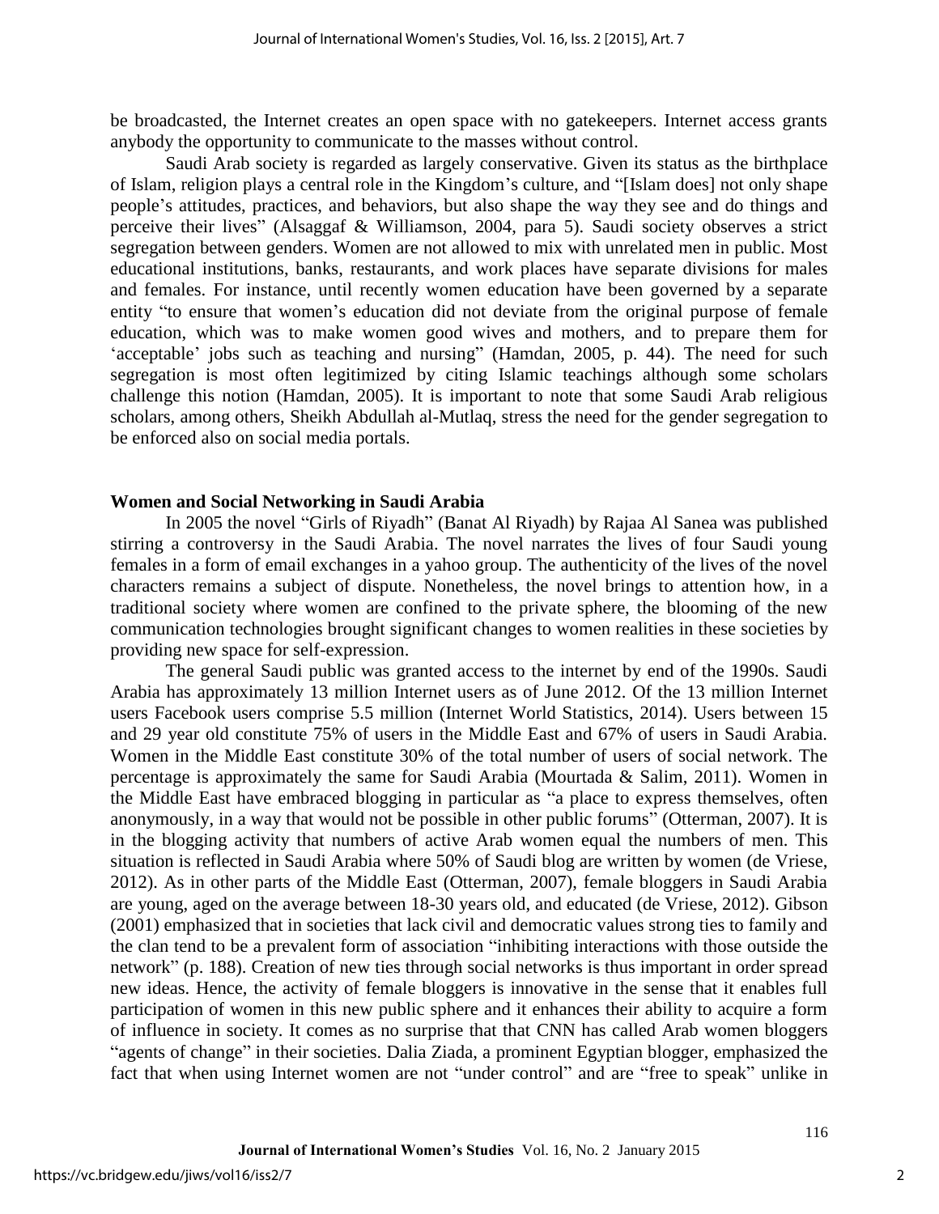be broadcasted, the Internet creates an open space with no gatekeepers. Internet access grants anybody the opportunity to communicate to the masses without control.

Saudi Arab society is regarded as largely conservative. Given its status as the birthplace of Islam, religion plays a central role in the Kingdom's culture, and "[Islam does] not only shape people's attitudes, practices, and behaviors, but also shape the way they see and do things and perceive their lives" (Alsaggaf & Williamson, 2004, para 5). Saudi society observes a strict segregation between genders. Women are not allowed to mix with unrelated men in public. Most educational institutions, banks, restaurants, and work places have separate divisions for males and females. For instance, until recently women education have been governed by a separate entity "to ensure that women's education did not deviate from the original purpose of female education, which was to make women good wives and mothers, and to prepare them for 'acceptable' jobs such as teaching and nursing" (Hamdan, 2005, p. 44). The need for such segregation is most often legitimized by citing Islamic teachings although some scholars challenge this notion (Hamdan, 2005). It is important to note that some Saudi Arab religious scholars, among others, Sheikh Abdullah al-Mutlaq, stress the need for the gender segregation to be enforced also on social media portals.

## Women and Social Networking in Saudi Arabia

In 2005 the novel "Girls of Riyadh" (Banat Al Riyadh) by Rajaa Al Sanea was published stirring a controversy in the Saudi Arabia. The novel narrates the lives of four Saudi young females in a form of email exchanges in a yahoo group. The authenticity of the lives of the novel characters remains a subject of dispute. Nonetheless, the novel brings to attention how, in a traditional society where women are confined to the private sphere, the blooming of the new communication technologies brought significant changes to women realities in these societies by providing new space for self-expression.

The general Saudi public was granted access to the internet by end of the 1990s. Saudi Arabia has approximately 13 million Internet users as of June 2012. Of the 13 million Internet users Facebook users comprise 5.5 million (Internet World Statistics, 2014). Users between 15 and 29 year old constitute 75% of users in the Middle East and 67% of users in Saudi Arabia. Women in the Middle East constitute 30% of the total number of users of social network. The percentage is approximately the same for Saudi Arabia (Mourtada & Salim, 2011). Women in the Middle East have embraced blogging in particular as "a place to express themselves, often anonymously, in a way that would not be possible in other public forums" (Otterman, 2007). It is in the blogging activity that numbers of active Arab women equal the numbers of men. This situation is reflected in Saudi Arabia where 50% of Saudi blog are written by women (de Vriese, 2012). As in other parts of the Middle East (Otterman, 2007), female bloggers in Saudi Arabia are young, aged on the average between 18-30 years old, and educated (de Vriese, 2012). Gibson (2001) emphasized that in societies that lack civil and democratic values strong ties to family and the clan tend to be a prevalent form of association "inhibiting interactions with those outside the network" (p. 188). Creation of new ties through social networks is thus important in order spread new ideas. Hence, the activity of female bloggers is innovative in the sense that it enables full participation of women in this new public sphere and it enhances their ability to acquire a form of influence in society. It comes as no surprise that that CNN has called Arab women bloggers "agents of change" in their societies. Dalia Ziada, a prominent Egyptian blogger, emphasized the fact that when using Internet women are not "under control" and are "free to speak" unlike in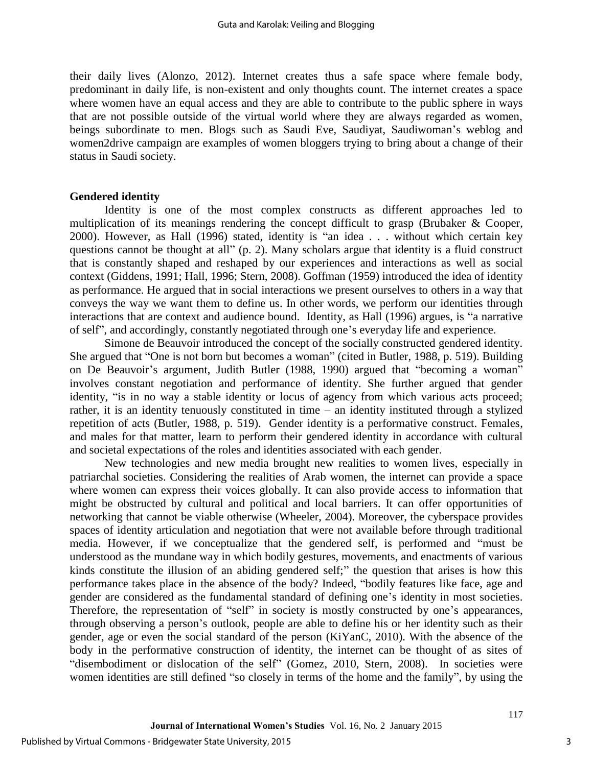their daily lives (Alonzo, 2012). Internet creates thus a safe space where female body, predominant in daily life, is non-existent and only thoughts count. The internet creates a space where women have an equal access and they are able to contribute to the public sphere in ways that are not possible outside of the virtual world where they are always regarded as women, beings subordinate to men. Blogs such as Saudi Eve, Saudiyat, Saudiwoman's weblog and women2drive campaign are examples of women bloggers trying to bring about a change of their status in Saudi society.

## Gendered identity

Identity is one of the most complex constructs as different approaches led to multiplication of its meanings rendering the concept difficult to grasp (Brubaker & Cooper, 2000). However, as Hall (1996) stated, identity is "an idea . . . without which certain key questions cannot be thought at all" (p. 2). Many scholars argue that identity is a fluid construct that is constantly shaped and reshaped by our experiences and interactions as well as social context (Giddens, 1991; Hall, 1996; Stern, 2008). Goffman (1959) introduced the idea of identity as performance. He argued that in social interactions we present ourselves to others in a way that conveys the way we want them to define us. In other words, we perform our identities through interactions that are context and audience bound. Identity, as Hall (1996) argues, is "a narrative of self", and accordingly, constantly negotiated through one's everyday life and experience.

Simone de Beauvoir introduced the concept of the socially constructed gendered identity. She argued that "One is not born but becomes a woman" (cited in Butler, 1988, p. 519). Building on De Beauvoir's argument, Judith Butler (1988, 1990) argued that "becoming a woman" involves constant negotiation and performance of identity. She further argued that gender identity, "is in no way a stable identity or locus of agency from which various acts proceed; rather, it is an identity tenuously constituted in time – an identity instituted through a stylized repetition of acts (Butler, 1988, p. 519). Gender identity is a performative construct. Females, and males for that matter, learn to perform their gendered identity in accordance with cultural and societal expectations of the roles and identities associated with each gender.

New technologies and new media brought new realities to women lives, especially in patriarchal societies. Considering the realities of Arab women, the internet can provide a space where women can express their voices globally. It can also provide access to information that might be obstructed by cultural and political and local barriers. It can offer opportunities of networking that cannot be viable otherwise (Wheeler, 2004). Moreover, the cyberspace provides spaces of identity articulation and negotiation that were not available before through traditional media. However, if we conceptualize that the gendered self, is performed and "must be understood as the mundane way in which bodily gestures, movements, and enactments of various kinds constitute the illusion of an abiding gendered self;" the question that arises is how this performance takes place in the absence of the body? Indeed, "bodily features like face, age and gender are considered as the fundamental standard of defining one's identity in most societies. Therefore, the representation of "self" in society is mostly constructed by one's appearances, through observing a person's outlook, people are able to define his or her identity such as their gender, age or even the social standard of the person (KiYanC, 2010). With the absence of the body in the performative construction of identity, the internet can be thought of as sites of "disembodiment or dislocation of the self" (Gomez, 2010, Stern, 2008). In societies were women identities are still defined "so closely in terms of the home and the family", by using the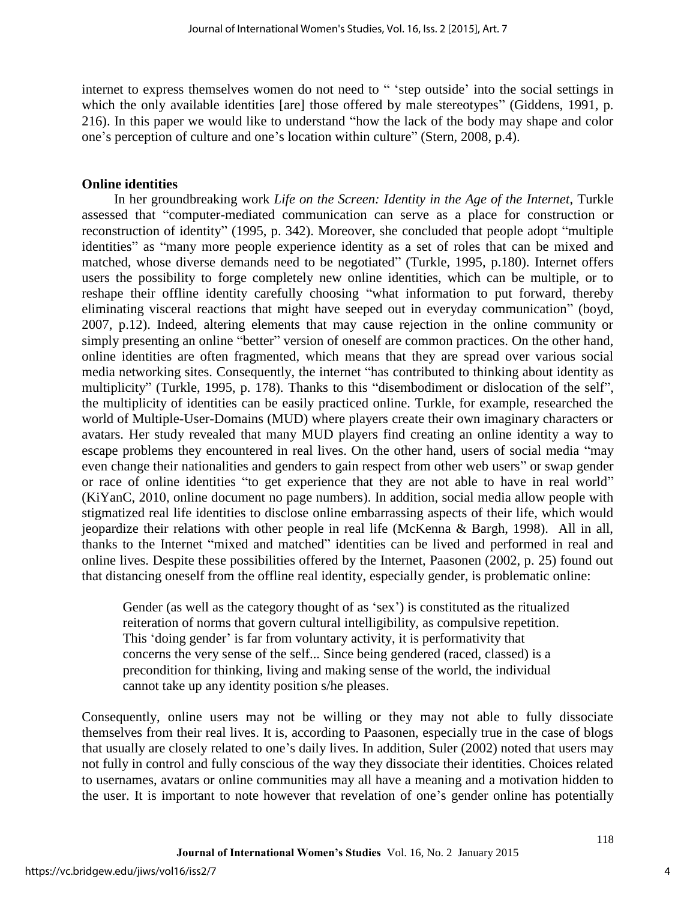internet to express themselves women do not need to " 'step outside' into the social settings in which the only available identities [are] those offered by male stereotypes" (Giddens, 1991, p. 216). In this paper we would like to understand "how the lack of the body may shape and color one's perception of culture and one's location within culture" (Stern, 2008, p.4).

## Online identities

In her groundbreaking work *Life on the Screen: Identity in the Age of the Internet*, Turkle assessed that "computer-mediated communication can serve as a place for construction or reconstruction of identity" (1995, p. 342). Moreover, she concluded that people adopt "multiple identities" as "many more people experience identity as a set of roles that can be mixed and matched, whose diverse demands need to be negotiated" (Turkle, 1995, p.180). Internet offers users the possibility to forge completely new online identities, which can be multiple, or to reshape their offline identity carefully choosing "what information to put forward, thereby eliminating visceral reactions that might have seeped out in everyday communication" (boyd, 2007, p.12). Indeed, altering elements that may cause rejection in the online community or simply presenting an online "better" version of oneself are common practices. On the other hand, online identities are often fragmented, which means that they are spread over various social media networking sites. Consequently, the internet "has contributed to thinking about identity as multiplicity" (Turkle, 1995, p. 178). Thanks to this "disembodiment or dislocation of the self", the multiplicity of identities can be easily practiced online. Turkle, for example, researched the world of Multiple-User-Domains (MUD) where players create their own imaginary characters or avatars. Her study revealed that many MUD players find creating an online identity a way to escape problems they encountered in real lives. On the other hand, users of social media "may even change their nationalities and genders to gain respect from other web users" or swap gender or race of online identities "to get experience that they are not able to have in real world" (KiYanC, 2010, online document no page numbers). In addition, social media allow people with stigmatized real life identities to disclose online embarrassing aspects of their life, which would jeopardize their relations with other people in real life (McKenna & Bargh, 1998). All in all, thanks to the Internet "mixed and matched" identities can be lived and performed in real and online lives. Despite these possibilities offered by the Internet, Paasonen (2002, p. 25) found out that distancing oneself from the offline real identity, especially gender, is problematic online:

> Gender (as well as the category thought of as 'sex') is constituted as the ritualized reiteration of norms that govern cultural intelligibility, as compulsive repetition. This 'doing gender' is far from voluntary activity, it is performativity that concerns the very sense of the self... Since being gendered (raced, classed) is a precondition for thinking, living and making sense of the world, the individual cannot take up any identity position s/he pleases.

Consequently, online users may not be willing or they may not able to fully dissociate themselves from their real lives. It is, according to Paasonen, especially true in the case of blogs that usually are closely related to one's daily lives. In addition, Suler (2002) noted that users may not fully in control and fully conscious of the way they dissociate their identities. Choices related to usernames, avatars or online communities may all have a meaning and a motivation hidden to the user. It is important to note however that revelation of one's gender online has potentially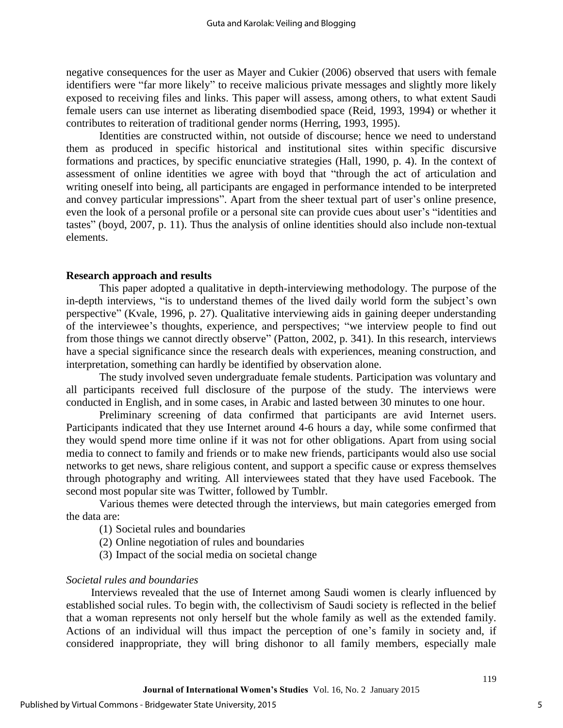negative consequences for the user as Mayer and Cukier (2006) observed that users with female identifiers were "far more likely" to receive malicious private messages and slightly more likely exposed to receiving files and links. This paper will assess, among others, to what extent Saudi female users can use internet as liberating disembodied space (Reid, 1993, 1994) or whether it contributes to reiteration of traditional gender norms (Herring, 1993, 1995).

Identities are constructed within, not outside of discourse; hence we need to understand them as produced in specific historical and institutional sites within specific discursive formations and practices, by specific enunciative strategies (Hall, 1990, p. 4). In the context of assessment of online identities we agree with boyd that "through the act of articulation and writing oneself into being, all participants are engaged in performance intended to be interpreted and convey particular impressions". Apart from the sheer textual part of user's online presence, even the look of a personal profile or a personal site can provide cues about user's "identities and tastes" (boyd, 2007, p. 11). Thus the analysis of online identities should also include non-textual elements.

## Research approach and results

This paper adopted a qualitative in depth-interviewing methodology. The purpose of the in-depth interviews, "is to understand themes of the lived daily world form the subject's own perspective" (Kvale, 1996, p. 27). Qualitative interviewing aids in gaining deeper understanding of the interviewee's thoughts, experience, and perspectives; "we interview people to find out from those things we cannot directly observe" (Patton, 2002, p. 341). In this research, interviews have a special significance since the research deals with experiences, meaning construction, and interpretation, something can hardly be identified by observation alone.

The study involved seven undergraduate female students. Participation was voluntary and all participants received full disclosure of the purpose of the study. The interviews were conducted in English, and in some cases, in Arabic and lasted between 30 minutes to one hour.

Preliminary screening of data confirmed that participants are avid Internet users. Participants indicated that they use Internet around 4-6 hours a day, while some confirmed that they would spend more time online if it was not for other obligations. Apart from using social media to connect to family and friends or to make new friends, participants would also use social networks to get news, share religious content, and support a specific cause or express themselves through photography and writing. All interviewees stated that they have used Facebook. The second most popular site was Twitter, followed by Tumblr.

Various themes were detected through the interviews, but main categories emerged from the data are:

(1) Societal rules and boundaries
(2) Online negotiation of rules and boundaries
(3) Impact of the social media on societal change

### *Societal rules and boundaries*

Interviews revealed that the use of Internet among Saudi women is clearly influenced by established social rules. To begin with, the collectivism of Saudi society is reflected in the belief that a woman represents not only herself but the whole family as well as the extended family. Actions of an individual will thus impact the perception of one's family in society and, if considered inappropriate, they will bring dishonor to all family members, especially male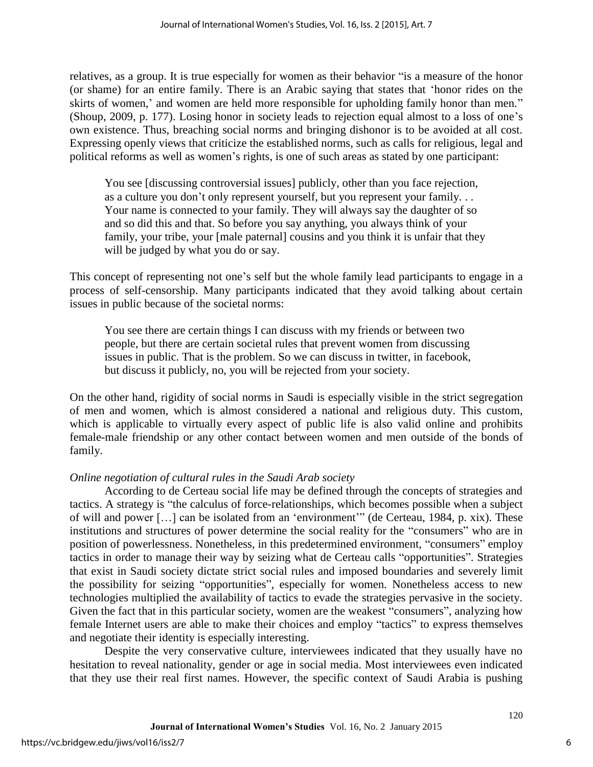relatives, as a group. It is true especially for women as their behavior "is a measure of the honor (or shame) for an entire family. There is an Arabic saying that states that 'honor rides on the skirts of women,' and women are held more responsible for upholding family honor than men." (Shoup, 2009, p. 177). Losing honor in society leads to rejection equal almost to a loss of one's own existence. Thus, breaching social norms and bringing dishonor is to be avoided at all cost. Expressing openly views that criticize the established norms, such as calls for religious, legal and political reforms as well as women's rights, is one of such areas as stated by one participant:

> You see [discussing controversial issues] publicly, other than you face rejection, as a culture you don't only represent yourself, but you represent your family. . . Your name is connected to your family. They will always say the daughter of so and so did this and that. So before you say anything, you always think of your family, your tribe, your [male paternal] cousins and you think it is unfair that they will be judged by what you do or say.

This concept of representing not one's self but the whole family lead participants to engage in a process of self-censorship. Many participants indicated that they avoid talking about certain issues in public because of the societal norms:

> You see there are certain things I can discuss with my friends or between two people, but there are certain societal rules that prevent women from discussing issues in public. That is the problem. So we can discuss in twitter, in facebook, but discuss it publicly, no, you will be rejected from your society.

On the other hand, rigidity of social norms in Saudi is especially visible in the strict segregation of men and women, which is almost considered a national and religious duty. This custom, which is applicable to virtually every aspect of public life is also valid online and prohibits female-male friendship or any other contact between women and men outside of the bonds of family.

*Online negotiation of cultural rules in the Saudi Arab society*

According to de Certeau social life may be defined through the concepts of strategies and tactics. A strategy is "the calculus of force-relationships, which becomes possible when a subject of will and power […] can be isolated from an 'environment'" (de Certeau, 1984, p. xix). These institutions and structures of power determine the social reality for the "consumers" who are in position of powerlessness. Nonetheless, in this predetermined environment, "consumers" employ tactics in order to manage their way by seizing what de Certeau calls "opportunities". Strategies that exist in Saudi society dictate strict social rules and imposed boundaries and severely limit the possibility for seizing "opportunities", especially for women. Nonetheless access to new technologies multiplied the availability of tactics to evade the strategies pervasive in the society. Given the fact that in this particular society, women are the weakest "consumers", analyzing how female Internet users are able to make their choices and employ "tactics" to express themselves and negotiate their identity is especially interesting.

Despite the very conservative culture, interviewees indicated that they usually have no hesitation to reveal nationality, gender or age in social media. Most interviewees even indicated that they use their real first names. However, the specific context of Saudi Arabia is pushing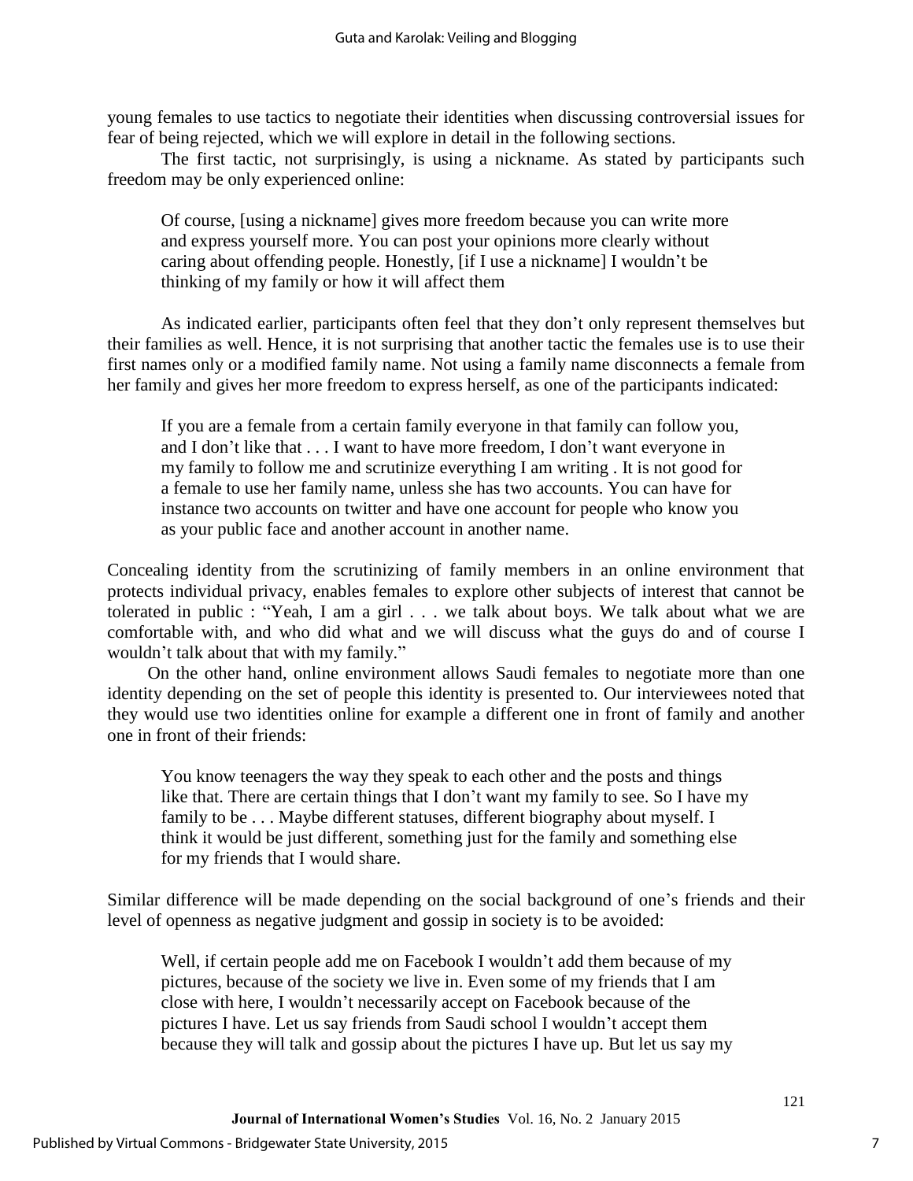young females to use tactics to negotiate their identities when discussing controversial issues for fear of being rejected, which we will explore in detail in the following sections.

The first tactic, not surprisingly, is using a nickname. As stated by participants such freedom may be only experienced online:

> Of course, [using a nickname] gives more freedom because you can write more and express yourself more. You can post your opinions more clearly without caring about offending people. Honestly, [if I use a nickname] I wouldn't be thinking of my family or how it will affect them

As indicated earlier, participants often feel that they don't only represent themselves but their families as well. Hence, it is not surprising that another tactic the females use is to use their first names only or a modified family name. Not using a family name disconnects a female from her family and gives her more freedom to express herself, as one of the participants indicated:

> If you are a female from a certain family everyone in that family can follow you, and I don't like that . . . I want to have more freedom, I don't want everyone in my family to follow me and scrutinize everything I am writing . It is not good for a female to use her family name, unless she has two accounts. You can have for instance two accounts on twitter and have one account for people who know you as your public face and another account in another name.

Concealing identity from the scrutinizing of family members in an online environment that protects individual privacy, enables females to explore other subjects of interest that cannot be tolerated in public : "Yeah, I am a girl . . . we talk about boys. We talk about what we are comfortable with, and who did what and we will discuss what the guys do and of course I wouldn't talk about that with my family."

On the other hand, online environment allows Saudi females to negotiate more than one identity depending on the set of people this identity is presented to. Our interviewees noted that they would use two identities online for example a different one in front of family and another one in front of their friends:

> You know teenagers the way they speak to each other and the posts and things like that. There are certain things that I don't want my family to see. So I have my family to be . . . Maybe different statuses, different biography about myself. I think it would be just different, something just for the family and something else for my friends that I would share.

Similar difference will be made depending on the social background of one's friends and their level of openness as negative judgment and gossip in society is to be avoided:

> Well, if certain people add me on Facebook I wouldn't add them because of my pictures, because of the society we live in. Even some of my friends that I am close with here, I wouldn't necessarily accept on Facebook because of the pictures I have. Let us say friends from Saudi school I wouldn't accept them because they will talk and gossip about the pictures I have up. But let us say my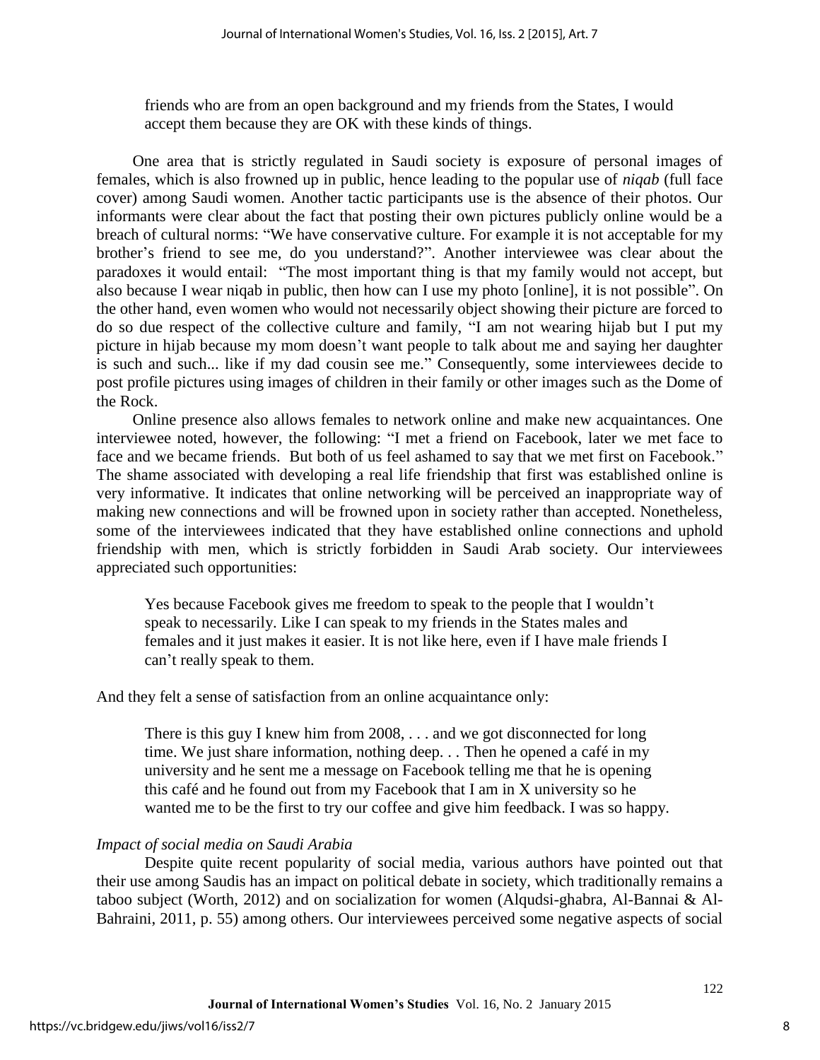> friends who are from an open background and my friends from the States, I would accept them because they are OK with these kinds of things.

One area that is strictly regulated in Saudi society is exposure of personal images of females, which is also frowned up in public, hence leading to the popular use of *niqab* (full face cover) among Saudi women. Another tactic participants use is the absence of their photos. Our informants were clear about the fact that posting their own pictures publicly online would be a breach of cultural norms: "We have conservative culture. For example it is not acceptable for my brother's friend to see me, do you understand?". Another interviewee was clear about the paradoxes it would entail: "The most important thing is that my family would not accept, but also because I wear niqab in public, then how can I use my photo [online], it is not possible". On the other hand, even women who would not necessarily object showing their picture are forced to do so due respect of the collective culture and family, "I am not wearing hijab but I put my picture in hijab because my mom doesn't want people to talk about me and saying her daughter is such and such... like if my dad cousin see me." Consequently, some interviewees decide to post profile pictures using images of children in their family or other images such as the Dome of the Rock.

Online presence also allows females to network online and make new acquaintances. One interviewee noted, however, the following: "I met a friend on Facebook, later we met face to face and we became friends. But both of us feel ashamed to say that we met first on Facebook." The shame associated with developing a real life friendship that first was established online is very informative. It indicates that online networking will be perceived an inappropriate way of making new connections and will be frowned upon in society rather than accepted. Nonetheless, some of the interviewees indicated that they have established online connections and uphold friendship with men, which is strictly forbidden in Saudi Arab society. Our interviewees appreciated such opportunities:

> Yes because Facebook gives me freedom to speak to the people that I wouldn't speak to necessarily. Like I can speak to my friends in the States males and females and it just makes it easier. It is not like here, even if I have male friends I can't really speak to them.

And they felt a sense of satisfaction from an online acquaintance only:

> There is this guy I knew him from 2008, . . . and we got disconnected for long time. We just share information, nothing deep. . . Then he opened a café in my university and he sent me a message on Facebook telling me that he is opening this café and he found out from my Facebook that I am in X university so he wanted me to be the first to try our coffee and give him feedback. I was so happy.

### *Impact of social media on Saudi Arabia*

Despite quite recent popularity of social media, various authors have pointed out that their use among Saudis has an impact on political debate in society, which traditionally remains a taboo subject (Worth, 2012) and on socialization for women (Alqudsi-ghabra, Al-Bannai & Al-Bahraini, 2011, p. 55) among others. Our interviewees perceived some negative aspects of social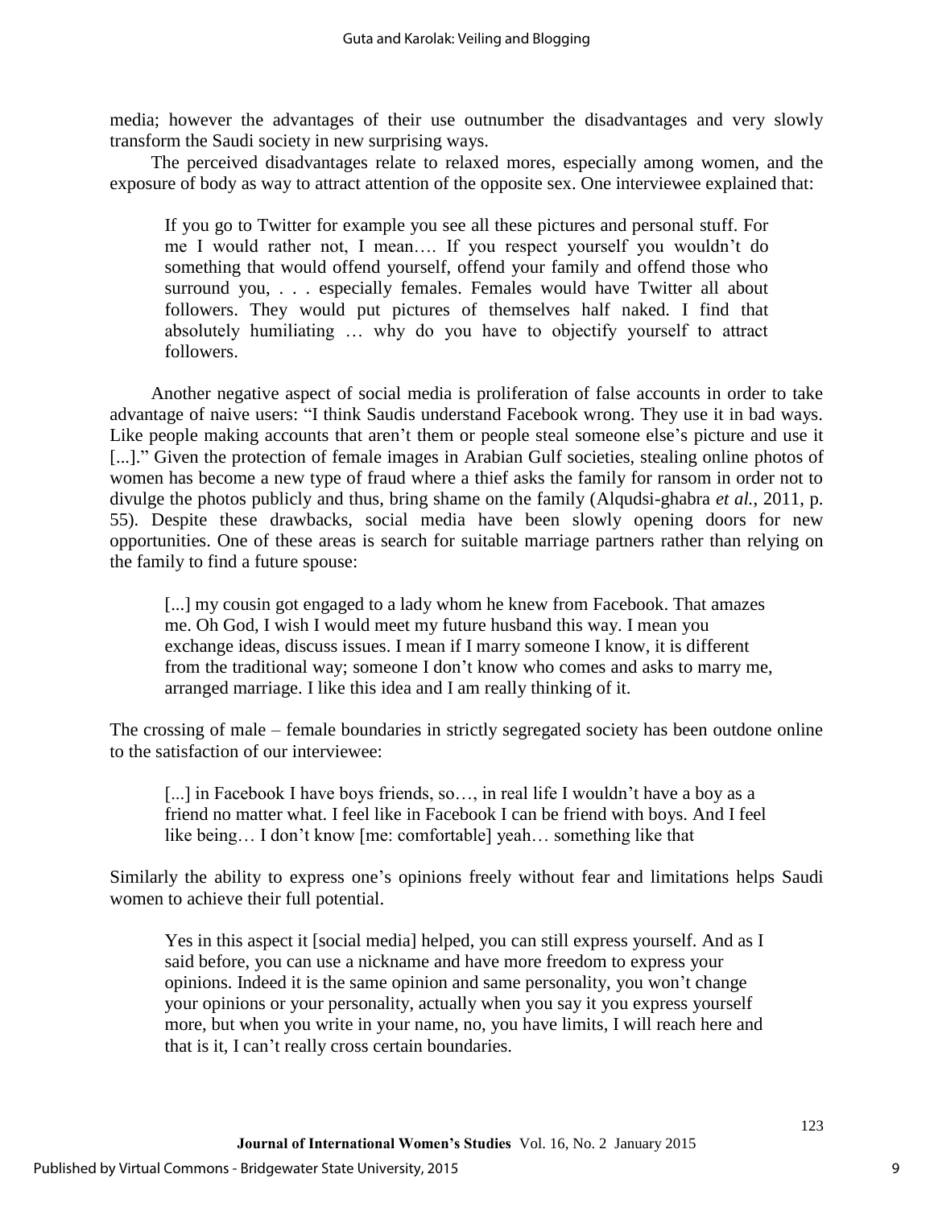media; however the advantages of their use outnumber the disadvantages and very slowly transform the Saudi society in new surprising ways.

The perceived disadvantages relate to relaxed mores, especially among women, and the exposure of body as way to attract attention of the opposite sex. One interviewee explained that:

> If you go to Twitter for example you see all these pictures and personal stuff. For me I would rather not, I mean…. If you respect yourself you wouldn't do something that would offend yourself, offend your family and offend those who surround you, . . . especially females. Females would have Twitter all about followers. They would put pictures of themselves half naked. I find that absolutely humiliating … why do you have to objectify yourself to attract followers.

Another negative aspect of social media is proliferation of false accounts in order to take advantage of naive users: "I think Saudis understand Facebook wrong. They use it in bad ways. Like people making accounts that aren't them or people steal someone else's picture and use it [...]." Given the protection of female images in Arabian Gulf societies, stealing online photos of women has become a new type of fraud where a thief asks the family for ransom in order not to divulge the photos publicly and thus, bring shame on the family (Alqudsi-ghabra *et al.*, 2011, p. 55). Despite these drawbacks, social media have been slowly opening doors for new opportunities. One of these areas is search for suitable marriage partners rather than relying on the family to find a future spouse:

> [...] my cousin got engaged to a lady whom he knew from Facebook. That amazes me. Oh God, I wish I would meet my future husband this way. I mean you exchange ideas, discuss issues. I mean if I marry someone I know, it is different from the traditional way; someone I don't know who comes and asks to marry me, arranged marriage. I like this idea and I am really thinking of it.

The crossing of male – female boundaries in strictly segregated society has been outdone online to the satisfaction of our interviewee:

> [...] in Facebook I have boys friends, so…, in real life I wouldn't have a boy as a friend no matter what. I feel like in Facebook I can be friend with boys. And I feel like being… I don't know [me: comfortable] yeah… something like that

Similarly the ability to express one's opinions freely without fear and limitations helps Saudi women to achieve their full potential.

> Yes in this aspect it [social media] helped, you can still express yourself. And as I said before, you can use a nickname and have more freedom to express your opinions. Indeed it is the same opinion and same personality, you won't change your opinions or your personality, actually when you say it you express yourself more, but when you write in your name, no, you have limits, I will reach here and that is it, I can't really cross certain boundaries.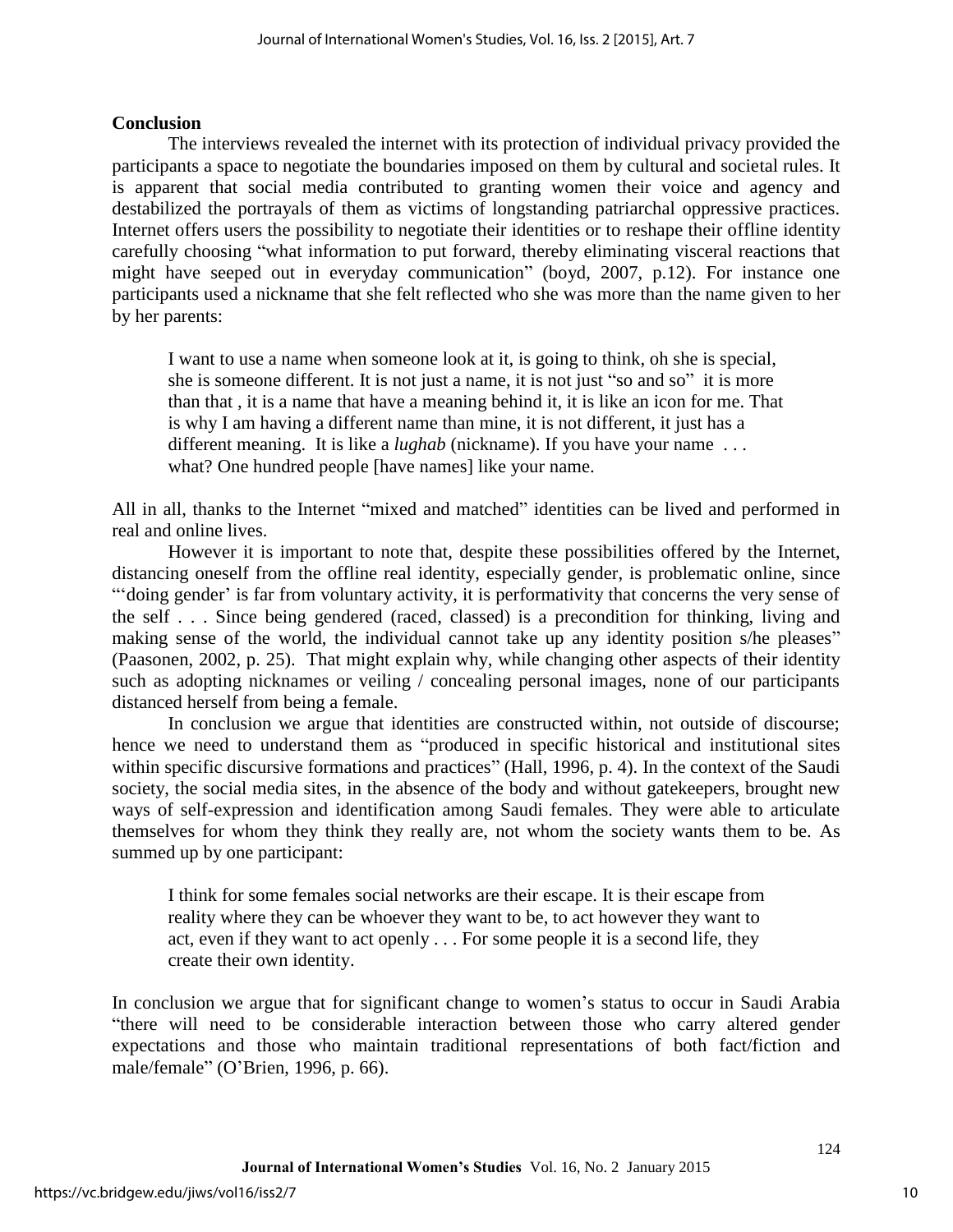## Conclusion

The interviews revealed the internet with its protection of individual privacy provided the participants a space to negotiate the boundaries imposed on them by cultural and societal rules. It is apparent that social media contributed to granting women their voice and agency and destabilized the portrayals of them as victims of longstanding patriarchal oppressive practices. Internet offers users the possibility to negotiate their identities or to reshape their offline identity carefully choosing "what information to put forward, thereby eliminating visceral reactions that might have seeped out in everyday communication" (boyd, 2007, p.12). For instance one participants used a nickname that she felt reflected who she was more than the name given to her by her parents:

> I want to use a name when someone look at it, is going to think, oh she is special, she is someone different. It is not just a name, it is not just "so and so" it is more than that , it is a name that have a meaning behind it, it is like an icon for me. That is why I am having a different name than mine, it is not different, it just has a different meaning. It is like a *lughab* (nickname). If you have your name . . . what? One hundred people [have names] like your name.

All in all, thanks to the Internet "mixed and matched" identities can be lived and performed in real and online lives.

However it is important to note that, despite these possibilities offered by the Internet, distancing oneself from the offline real identity, especially gender, is problematic online, since "'doing gender' is far from voluntary activity, it is performativity that concerns the very sense of the self . . . Since being gendered (raced, classed) is a precondition for thinking, living and making sense of the world, the individual cannot take up any identity position s/he pleases" (Paasonen, 2002, p. 25). That might explain why, while changing other aspects of their identity such as adopting nicknames or veiling / concealing personal images, none of our participants distanced herself from being a female.

In conclusion we argue that identities are constructed within, not outside of discourse; hence we need to understand them as "produced in specific historical and institutional sites within specific discursive formations and practices" (Hall, 1996, p. 4). In the context of the Saudi society, the social media sites, in the absence of the body and without gatekeepers, brought new ways of self-expression and identification among Saudi females. They were able to articulate themselves for whom they think they really are, not whom the society wants them to be. As summed up by one participant:

> I think for some females social networks are their escape. It is their escape from reality where they can be whoever they want to be, to act however they want to act, even if they want to act openly . . . For some people it is a second life, they create their own identity.

In conclusion we argue that for significant change to women's status to occur in Saudi Arabia "there will need to be considerable interaction between those who carry altered gender expectations and those who maintain traditional representations of both fact/fiction and male/female" (O'Brien, 1996, p. 66).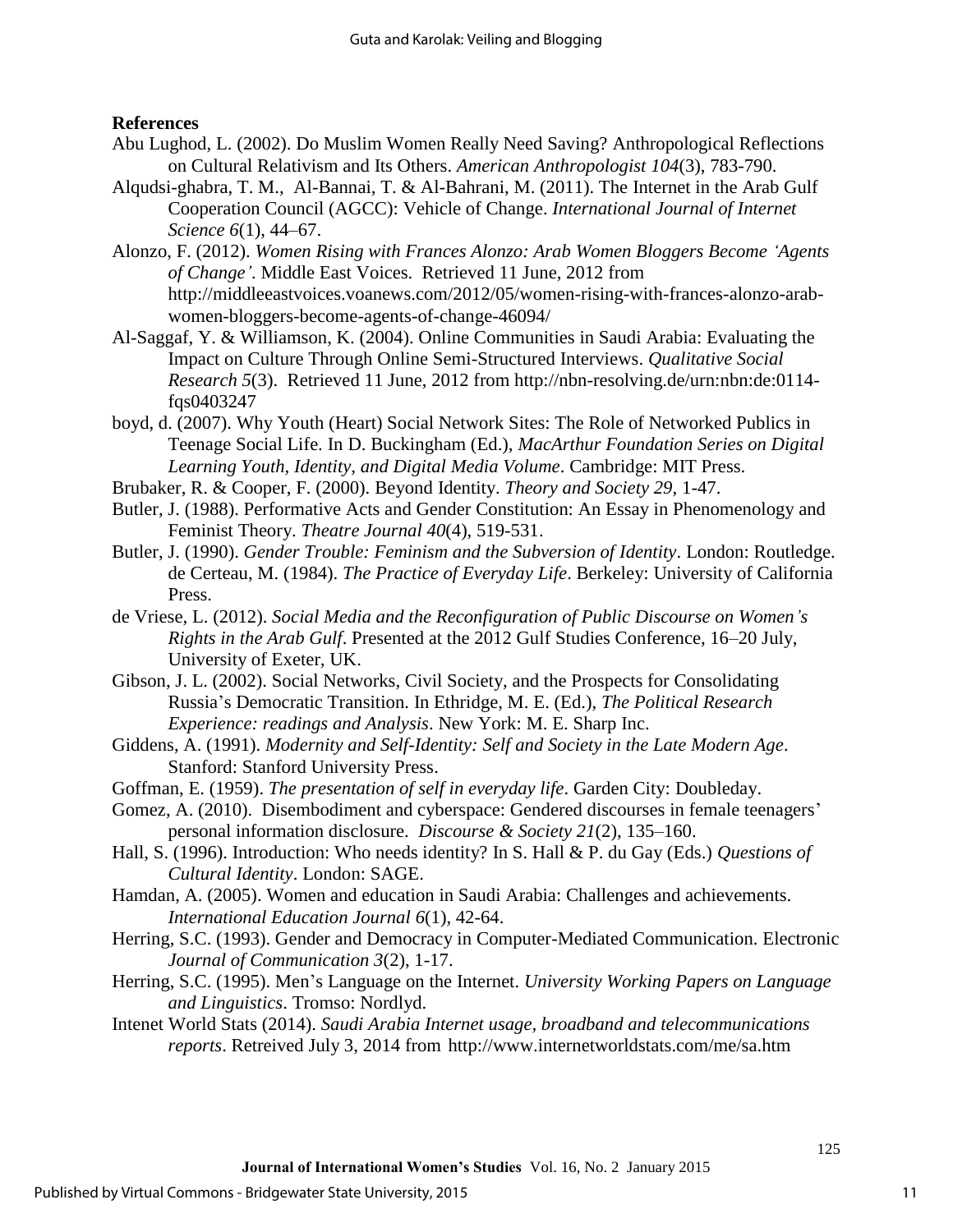**References**

Abu Lughod, L. (2002). Do Muslim Women Really Need Saving? Anthropological Reflections on Cultural Relativism and Its Others. *American Anthropologist 104*(3), 783-790.

Alqudsi-ghabra, T. M., Al-Bannai, T. & Al-Bahrani, M. (2011). The Internet in the Arab Gulf Cooperation Council (AGCC): Vehicle of Change. *International Journal of Internet Science 6*(1), 44–67.

Alonzo, F. (2012). *Women Rising with Frances Alonzo: Arab Women Bloggers Become 'Agents of Change'*. Middle East Voices. Retrieved 11 June, 2012 from http://middleeastvoices.voanews.com/2012/05/women-rising-with-frances-alonzo-arab-women-bloggers-become-agents-of-change-46094/

Al-Saggaf, Y. & Williamson, K. (2004). Online Communities in Saudi Arabia: Evaluating the Impact on Culture Through Online Semi-Structured Interviews. *Qualitative Social Research 5*(3). Retrieved 11 June, 2012 from http://nbn-resolving.de/urn:nbn:de:0114-fqs0403247

boyd, d. (2007). Why Youth (Heart) Social Network Sites: The Role of Networked Publics in Teenage Social Life. In D. Buckingham (Ed.), *MacArthur Foundation Series on Digital Learning Youth, Identity, and Digital Media Volume*. Cambridge: MIT Press.

Brubaker, R. & Cooper, F. (2000). Beyond Identity. *Theory and Society 29*, 1-47.

Butler, J. (1988). Performative Acts and Gender Constitution: An Essay in Phenomenology and Feminist Theory. *Theatre Journal 40*(4), 519-531.

Butler, J. (1990). *Gender Trouble: Feminism and the Subversion of Identity*. London: Routledge. de Certeau, M. (1984). *The Practice of Everyday Life*. Berkeley: University of California Press.

de Vriese, L. (2012). *Social Media and the Reconfiguration of Public Discourse on Women's Rights in the Arab Gulf*. Presented at the 2012 Gulf Studies Conference, 16–20 July, University of Exeter, UK.

Gibson, J. L. (2002). Social Networks, Civil Society, and the Prospects for Consolidating Russia's Democratic Transition. In Ethridge, M. E. (Ed.), *The Political Research Experience: readings and Analysis*. New York: M. E. Sharp Inc.

Giddens, A. (1991). *Modernity and Self-Identity: Self and Society in the Late Modern Age*. Stanford: Stanford University Press.

Goffman, E. (1959). *The presentation of self in everyday life*. Garden City: Doubleday.

Gomez, A. (2010). Disembodiment and cyberspace: Gendered discourses in female teenagers' personal information disclosure. *Discourse & Society 21*(2), 135–160.

Hall, S. (1996). Introduction: Who needs identity? In S. Hall & P. du Gay (Eds.) *Questions of Cultural Identity*. London: SAGE.

Hamdan, A. (2005). Women and education in Saudi Arabia: Challenges and achievements. *International Education Journal 6*(1), 42-64.

Herring, S.C. (1993). Gender and Democracy in Computer-Mediated Communication. Electronic *Journal of Communication 3*(2), 1-17.

Herring, S.C. (1995). Men's Language on the Internet. *University Working Papers on Language and Linguistics*. Tromso: Nordlyd.

Intenet World Stats (2014). *Saudi Arabia Internet usage, broadband and telecommunications reports*. Retreived July 3, 2014 from http://www.internetworldstats.com/me/sa.htm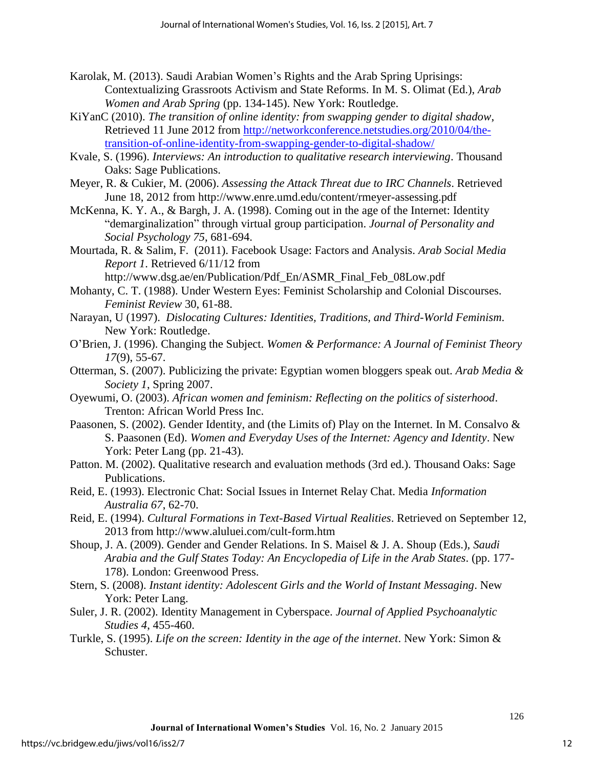Karolak, M. (2013). Saudi Arabian Women's Rights and the Arab Spring Uprisings: Contextualizing Grassroots Activism and State Reforms. In M. S. Olimat (Ed.), *Arab Women and Arab Spring* (pp. 134-145). New York: Routledge.

KiYanC (2010). *The transition of online identity: from swapping gender to digital shadow*, Retrieved 11 June 2012 from http://networkconference.netstudies.org/2010/04/the-transition-of-online-identity-from-swapping-gender-to-digital-shadow/

Kvale, S. (1996). *Interviews: An introduction to qualitative research interviewing*. Thousand Oaks: Sage Publications.

Meyer, R. & Cukier, M. (2006). *Assessing the Attack Threat due to IRC Channels*. Retrieved June 18, 2012 from http://www.enre.umd.edu/content/rmeyer-assessing.pdf

McKenna, K. Y. A., & Bargh, J. A. (1998). Coming out in the age of the Internet: Identity "demarginalization" through virtual group participation. *Journal of Personality and Social Psychology 75*, 681-694.

Mourtada, R. & Salim, F. (2011). Facebook Usage: Factors and Analysis. *Arab Social Media Report 1*. Retrieved 6/11/12 from http://www.dsg.ae/en/Publication/Pdf_En/ASMR_Final_Feb_08Low.pdf

Mohanty, C. T. (1988). Under Western Eyes: Feminist Scholarship and Colonial Discourses. *Feminist Review* 30, 61-88.

Narayan, U (1997). *Dislocating Cultures: Identities, Traditions, and Third-World Feminism*. New York: Routledge.

O'Brien, J. (1996). Changing the Subject. *Women & Performance: A Journal of Feminist Theory 17*(9), 55-67.

Otterman, S. (2007). Publicizing the private: Egyptian women bloggers speak out. *Arab Media & Society 1*, Spring 2007.

Oyewumi, O. (2003). *African women and feminism: Reflecting on the politics of sisterhood*. Trenton: African World Press Inc.

Paasonen, S. (2002). Gender Identity, and (the Limits of) Play on the Internet. In M. Consalvo & S. Paasonen (Ed). *Women and Everyday Uses of the Internet: Agency and Identity*. New York: Peter Lang (pp. 21-43).

Patton. M. (2002). Qualitative research and evaluation methods (3rd ed.). Thousand Oaks: Sage Publications.

Reid, E. (1993). Electronic Chat: Social Issues in Internet Relay Chat. Media *Information Australia 67*, 62-70.

Reid, E. (1994). *Cultural Formations in Text-Based Virtual Realities*. Retrieved on September 12, 2013 from http://www.aluluei.com/cult-form.htm

Shoup, J. A. (2009). Gender and Gender Relations. In S. Maisel & J. A. Shoup (Eds.), *Saudi Arabia and the Gulf States Today: An Encyclopedia of Life in the Arab States*. (pp. 177-178). London: Greenwood Press.

Stern, S. (2008). *Instant identity: Adolescent Girls and the World of Instant Messaging*. New York: Peter Lang.

Suler, J. R. (2002). Identity Management in Cyberspace. *Journal of Applied Psychoanalytic Studies 4*, 455-460.

Turkle, S. (1995). *Life on the screen: Identity in the age of the internet*. New York: Simon & Schuster.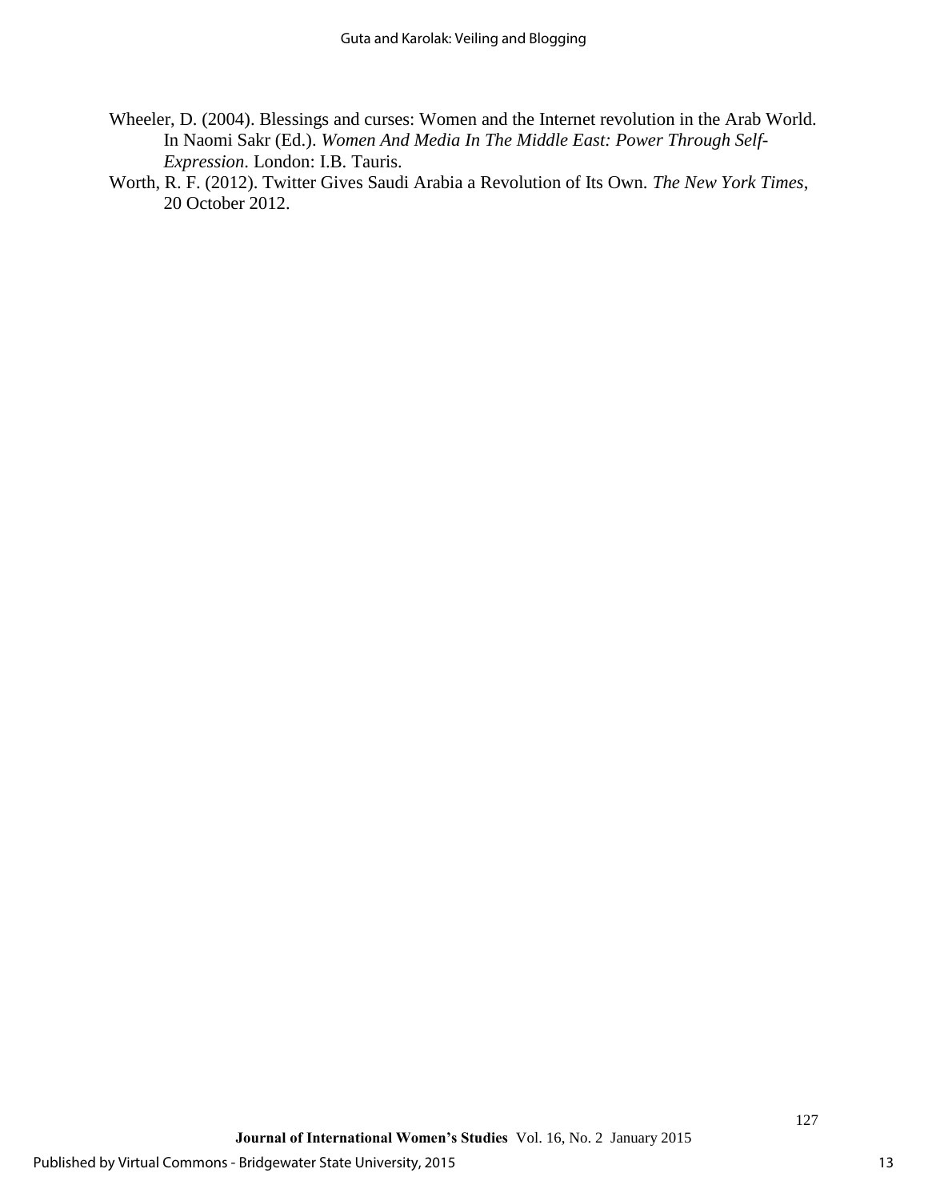Wheeler, D. (2004). Blessings and curses: Women and the Internet revolution in the Arab World. In Naomi Sakr (Ed.). *Women And Media In The Middle East: Power Through Self-Expression*. London: I.B. Tauris.

Worth, R. F. (2012). Twitter Gives Saudi Arabia a Revolution of Its Own. *The New York Times*, 20 October 2012.